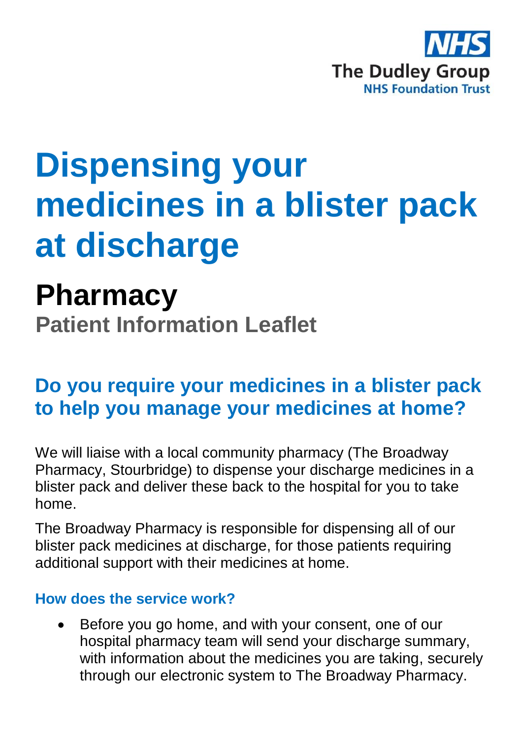NHS
The Dudley Group
NHS Foundation Trust

# Dispensing your medicines in a blister pack at discharge

## Pharmacy

**Patient Information Leaflet**

## Do you require your medicines in a blister pack to help you manage your medicines at home?

We will liaise with a local community pharmacy (The Broadway Pharmacy, Stourbridge) to dispense your discharge medicines in a blister pack and deliver these back to the hospital for you to take home.

The Broadway Pharmacy is responsible for dispensing all of our blister pack medicines at discharge, for those patients requiring additional support with their medicines at home.

### How does the service work?

- Before you go home, and with your consent, one of our hospital pharmacy team will send your discharge summary, with information about the medicines you are taking, securely through our electronic system to The Broadway Pharmacy.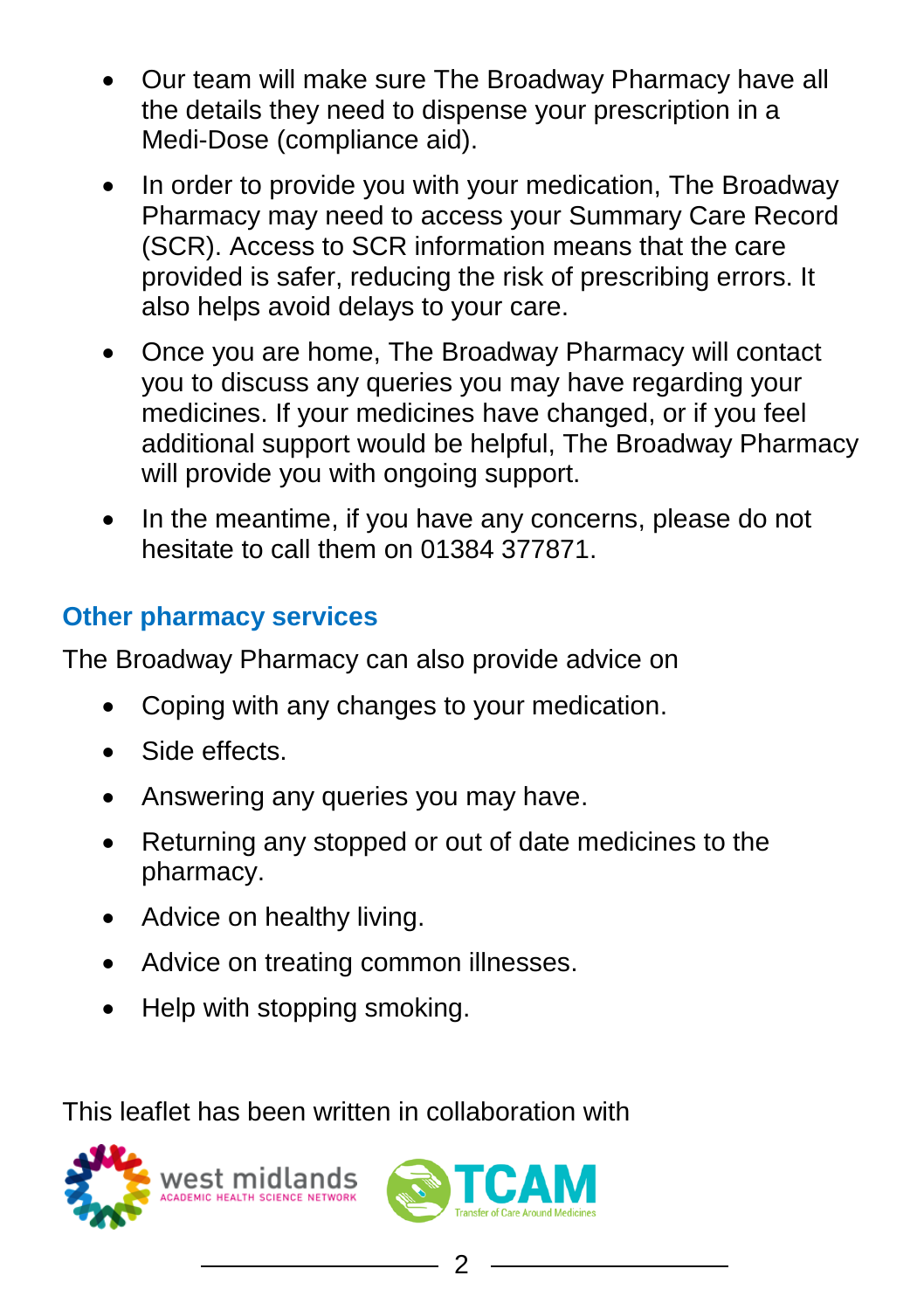- Our team will make sure The Broadway Pharmacy have all the details they need to dispense your prescription in a Medi-Dose (compliance aid).
- In order to provide you with your medication, The Broadway Pharmacy may need to access your Summary Care Record (SCR). Access to SCR information means that the care provided is safer, reducing the risk of prescribing errors. It also helps avoid delays to your care.
- Once you are home, The Broadway Pharmacy will contact you to discuss any queries you may have regarding your medicines. If your medicines have changed, or if you feel additional support would be helpful, The Broadway Pharmacy will provide you with ongoing support.
- In the meantime, if you have any concerns, please do not hesitate to call them on 01384 377871.

## Other pharmacy services

The Broadway Pharmacy can also provide advice on

- Coping with any changes to your medication.
- Side effects.
- Answering any queries you may have.
- Returning any stopped or out of date medicines to the pharmacy.
- Advice on healthy living.
- Advice on treating common illnesses.
- Help with stopping smoking.

This leaflet has been written in collaboration with

west midlands ACADEMIC HEALTH SCIENCE NETWORK

TCAM Transfer of Care Around Medicines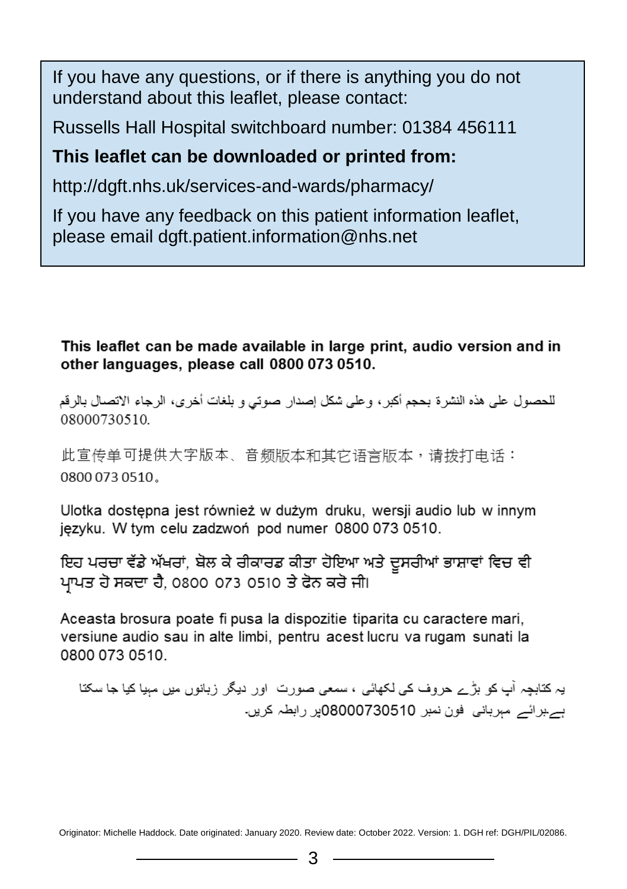If you have any questions, or if there is anything you do not understand about this leaflet, please contact:

Russells Hall Hospital switchboard number: 01384 456111

**This leaflet can be downloaded or printed from:**

http://dgft.nhs.uk/services-and-wards/pharmacy/

If you have any feedback on this patient information leaflet, please email dgft.patient.information@nhs.net

**This leaflet can be made available in large print, audio version and in other languages, please call 0800 073 0510.**

للحصول على هذه النشرة بحجم أكبر، وعلى شكل إصدار صوتي و بلغات أخرى، الرجاء الاتصال بالرقم 08000730510.

此宣传单可提供大字版本、音频版本和其它语言版本，请拨打电话：0800 073 0510。

Ulotka dostępna jest również w dużym druku, wersji audio lub w innym języku. W tym celu zadzwoń pod numer 0800 073 0510.

ਇਹ ਪਰਚਾ ਵੱਡੇ ਅੱਖਰਾਂ, ਬੋਲ ਕੇ ਰੀਕਾਰਡ ਕੀਤਾ ਹੋਇਆ ਅਤੇ ਦੂਸਰੀਆਂ ਭਾਸ਼ਾਵਾਂ ਵਿਚ ਵੀ ਪ੍ਰਾਪਤ ਹੋ ਸਕਦਾ ਹੈ, 0800 073 0510 ਤੇ ਫੋਨ ਕਰੋ ਜੀ।

Aceasta brosura poate fi pusa la dispozitie tiparita cu caractere mari, versiune audio sau in alte limbi, pentru acest lucru va rugam sunati la 0800 073 0510.

یہ کتابچہ آپ کو بڑے حروف کی لکھائی ، سمعی صورت اور دیگر زبانوں میں مہیا کیا جا سکتا ہے۔برائے مہربانی فون نمبر 08000730510پر رابطہ کریں۔

Originator: Michelle Haddock. Date originated: January 2020. Review date: October 2022. Version: 1. DGH ref: DGH/PIL/02086.